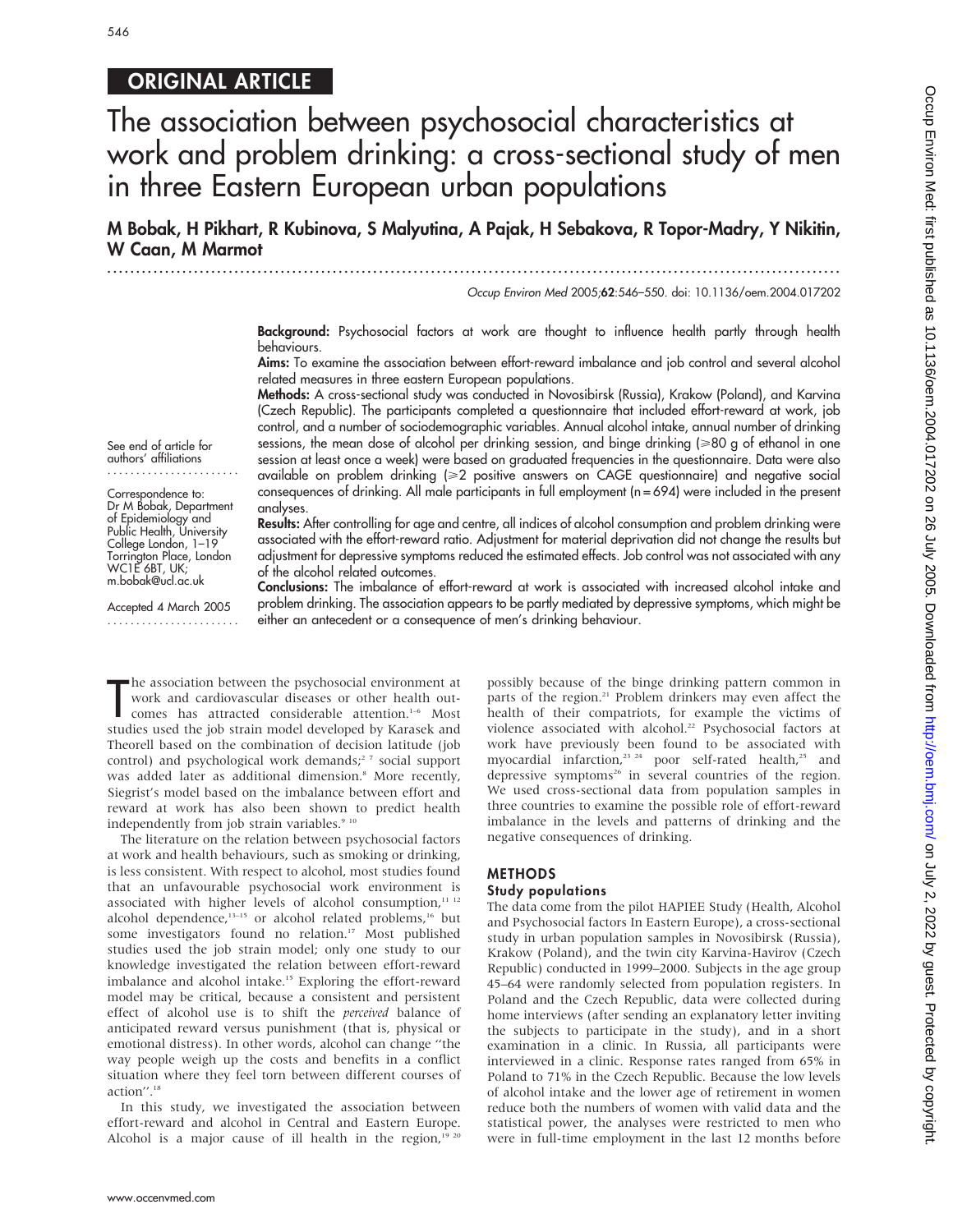## ORIGINAL ARTICLE

# The association between psychosocial characteristics at work and problem drinking: a cross-sectional study of men in three Eastern European urban populations

**M Bobak, H Pikhart, R Kubinova, S Malyutina, A Pajak, H Sebakova, R Topor-Madry, Y Nikitin, W Caan, M Marmot**

Occup Environ Med 2005;62:546–550. doi: 10.1136/oem.2004.017202

See end of article for authors' affiliations

Correspondence to: Dr M Bobak, Department of Epidemiology and Public Health, University College London, 1–19 Torrington Place, London WC1E 6BT, UK; m.bobak@ucl.ac.uk

Accepted 4 March 2005

**Background:** Psychosocial factors at work are thought to influence health partly through health behaviours.

**Aims:** To examine the association between effort-reward imbalance and job control and several alcohol related measures in three eastern European populations.

**Methods:** A cross-sectional study was conducted in Novosibirsk (Russia), Krakow (Poland), and Karvina (Czech Republic). The participants completed a questionnaire that included effort-reward at work, job control, and a number of sociodemographic variables. Annual alcohol intake, annual number of drinking sessions, the mean dose of alcohol per drinking session, and binge drinking ($\geqslant$80 g of ethanol in one session at least once a week) were based on graduated frequencies in the questionnaire. Data were also available on problem drinking ($\geqslant$2 positive answers on CAGE questionnaire) and negative social consequences of drinking. All male participants in full employment (n = 694) were included in the present analyses.

**Results:** After controlling for age and centre, all indices of alcohol consumption and problem drinking were associated with the effort-reward ratio. Adjustment for material deprivation did not change the results but adjustment for depressive symptoms reduced the estimated effects. Job control was not associated with any of the alcohol related outcomes.

**Conclusions:** The imbalance of effort-reward at work is associated with increased alcohol intake and problem drinking. The association appears to be partly mediated by depressive symptoms, which might be either an antecedent or a consequence of men's drinking behaviour.

The association between the psychosocial environment at work and cardiovascular diseases or other health outcomes has attracted considerable attention.[1–6] Most studies used the job strain model developed by Karasek and Theorell based on the combination of decision latitude (job control) and psychological work demands;[2 7] social support was added later as additional dimension.[8] More recently, Siegrist's model based on the imbalance between effort and reward at work has also been shown to predict health independently from job strain variables.[9 10]

The literature on the relation between psychosocial factors at work and health behaviours, such as smoking or drinking, is less consistent. With respect to alcohol, most studies found that an unfavourable psychosocial work environment is associated with higher levels of alcohol consumption,[11 12] alcohol dependence,[13–15] or alcohol related problems,[16] but some investigators found no relation.[17] Most published studies used the job strain model; only one study to our knowledge investigated the relation between effort-reward imbalance and alcohol intake.[15] Exploring the effort-reward model may be critical, because a consistent and persistent effect of alcohol use is to shift the *perceived* balance of anticipated reward versus punishment (that is, physical or emotional distress). In other words, alcohol can change "the way people weigh up the costs and benefits in a conflict situation where they feel torn between different courses of action".[18]

In this study, we investigated the association between effort-reward and alcohol in Central and Eastern Europe. Alcohol is a major cause of ill health in the region,[19 20] possibly because of the binge drinking pattern common in parts of the region.[21] Problem drinkers may even affect the health of their compatriots, for example the victims of violence associated with alcohol.[22] Psychosocial factors at work have previously been found to be associated with myocardial infarction,[23 24] poor self-rated health,[25] and depressive symptoms[26] in several countries of the region. We used cross-sectional data from population samples in three countries to examine the possible role of effort-reward imbalance in the levels and patterns of drinking and the negative consequences of drinking.

## METHODS

### Study populations

The data come from the pilot HAPIEE Study (Health, Alcohol and Psychosocial factors In Eastern Europe), a cross-sectional study in urban population samples in Novosibirsk (Russia), Krakow (Poland), and the twin city Karvina-Havirov (Czech Republic) conducted in 1999–2000. Subjects in the age group 45–64 were randomly selected from population registers. In Poland and the Czech Republic, data were collected during home interviews (after sending an explanatory letter inviting the subjects to participate in the study), and in a short examination in a clinic. In Russia, all participants were interviewed in a clinic. Response rates ranged from 65% in Poland to 71% in the Czech Republic. Because the low levels of alcohol intake and the lower age of retirement in women reduce both the numbers of women with valid data and the statistical power, the analyses were restricted to men who were in full-time employment in the last 12 months before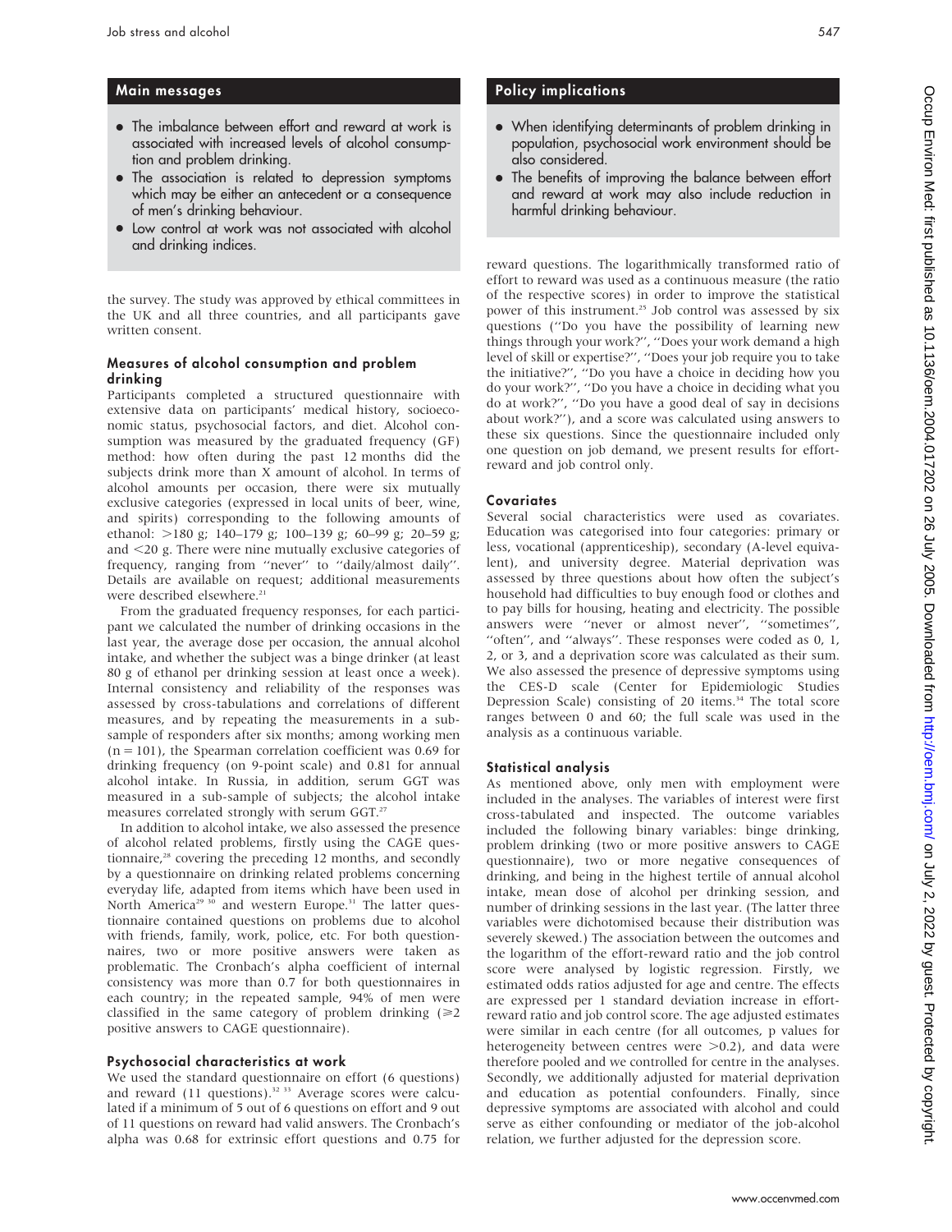## Main messages

- The imbalance between effort and reward at work is associated with increased levels of alcohol consumption and problem drinking.
- The association is related to depression symptoms which may be either an antecedent or a consequence of men's drinking behaviour.
- Low control at work was not associated with alcohol and drinking indices.

the survey. The study was approved by ethical committees in the UK and all three countries, and all participants gave written consent.

### Measures of alcohol consumption and problem drinking

Participants completed a structured questionnaire with extensive data on participants' medical history, socioeconomic status, psychosocial factors, and diet. Alcohol consumption was measured by the graduated frequency (GF) method: how often during the past 12 months did the subjects drink more than X amount of alcohol. In terms of alcohol amounts per occasion, there were six mutually exclusive categories (expressed in local units of beer, wine, and spirits) corresponding to the following amounts of ethanol: >180 g; 140–179 g; 100–139 g; 60–99 g; 20–59 g; and <20 g. There were nine mutually exclusive categories of frequency, ranging from "never" to "daily/almost daily". Details are available on request; additional measurements were described elsewhere.[21]

From the graduated frequency responses, for each participant we calculated the number of drinking occasions in the last year, the average dose per occasion, the annual alcohol intake, and whether the subject was a binge drinker (at least 80 g of ethanol per drinking session at least once a week). Internal consistency and reliability of the responses was assessed by cross-tabulations and correlations of different measures, and by repeating the measurements in a subsample of responders after six months; among working men (n = 101), the Spearman correlation coefficient was 0.69 for drinking frequency (on 9-point scale) and 0.81 for annual alcohol intake. In Russia, in addition, serum GGT was measured in a sub-sample of subjects; the alcohol intake measures correlated strongly with serum GGT.[27]

In addition to alcohol intake, we also assessed the presence of alcohol related problems, firstly using the CAGE questionnaire,[28] covering the preceding 12 months, and secondly by a questionnaire on drinking related problems concerning everyday life, adapted from items which have been used in North America[29 30] and western Europe.[31] The latter questionnaire contained questions on problems due to alcohol with friends, family, work, police, etc. For both questionnaires, two or more positive answers were taken as problematic. The Cronbach's alpha coefficient of internal consistency was more than 0.7 for both questionnaires in each country; in the repeated sample, 94% of men were classified in the same category of problem drinking (⩾2 positive answers to CAGE questionnaire).

### Psychosocial characteristics at work

We used the standard questionnaire on effort (6 questions) and reward (11 questions).[32 33] Average scores were calculated if a minimum of 5 out of 6 questions on effort and 9 out of 11 questions on reward had valid answers. The Cronbach's alpha was 0.68 for extrinsic effort questions and 0.75 for reward questions. The logarithmically transformed ratio of effort to reward was used as a continuous measure (the ratio of the respective scores) in order to improve the statistical power of this instrument.[25] Job control was assessed by six questions ("Do you have the possibility of learning new things through your work?", "Does your work demand a high level of skill or expertise?", "Does your job require you to take the initiative?", "Do you have a choice in deciding how you do your work?", "Do you have a choice in deciding what you do at work?", "Do you have a good deal of say in decisions about work?"), and a score was calculated using answers to these six questions. Since the questionnaire included only one question on job demand, we present results for effort-reward and job control only.

## Policy implications

- When identifying determinants of problem drinking in population, psychosocial work environment should be also considered.
- The benefits of improving the balance between effort and reward at work may also include reduction in harmful drinking behaviour.

### Covariates

Several social characteristics were used as covariates. Education was categorised into four categories: primary or less, vocational (apprenticeship), secondary (A-level equivalent), and university degree. Material deprivation was assessed by three questions about how often the subject's household had difficulties to buy enough food or clothes and to pay bills for housing, heating and electricity. The possible answers were "never or almost never", "sometimes", "often", and "always". These responses were coded as 0, 1, 2, or 3, and a deprivation score was calculated as their sum. We also assessed the presence of depressive symptoms using the CES-D scale (Center for Epidemiologic Studies Depression Scale) consisting of 20 items.[34] The total score ranges between 0 and 60; the full scale was used in the analysis as a continuous variable.

### Statistical analysis

As mentioned above, only men with employment were included in the analyses. The variables of interest were first cross-tabulated and inspected. The outcome variables included the following binary variables: binge drinking, problem drinking (two or more positive answers to CAGE questionnaire), two or more negative consequences of drinking, and being in the highest tertile of annual alcohol intake, mean dose of alcohol per drinking session, and number of drinking sessions in the last year. (The latter three variables were dichotomised because their distribution was severely skewed.) The association between the outcomes and the logarithm of the effort-reward ratio and the job control score were analysed by logistic regression. Firstly, we estimated odds ratios adjusted for age and centre. The effects are expressed per 1 standard deviation increase in effort-reward ratio and job control score. The age adjusted estimates were similar in each centre (for all outcomes, p values for heterogeneity between centres were >0.2), and data were therefore pooled and we controlled for centre in the analyses. Secondly, we additionally adjusted for material deprivation and education as potential confounders. Finally, since depressive symptoms are associated with alcohol and could serve as either confounding or mediator of the job-alcohol relation, we further adjusted for the depression score.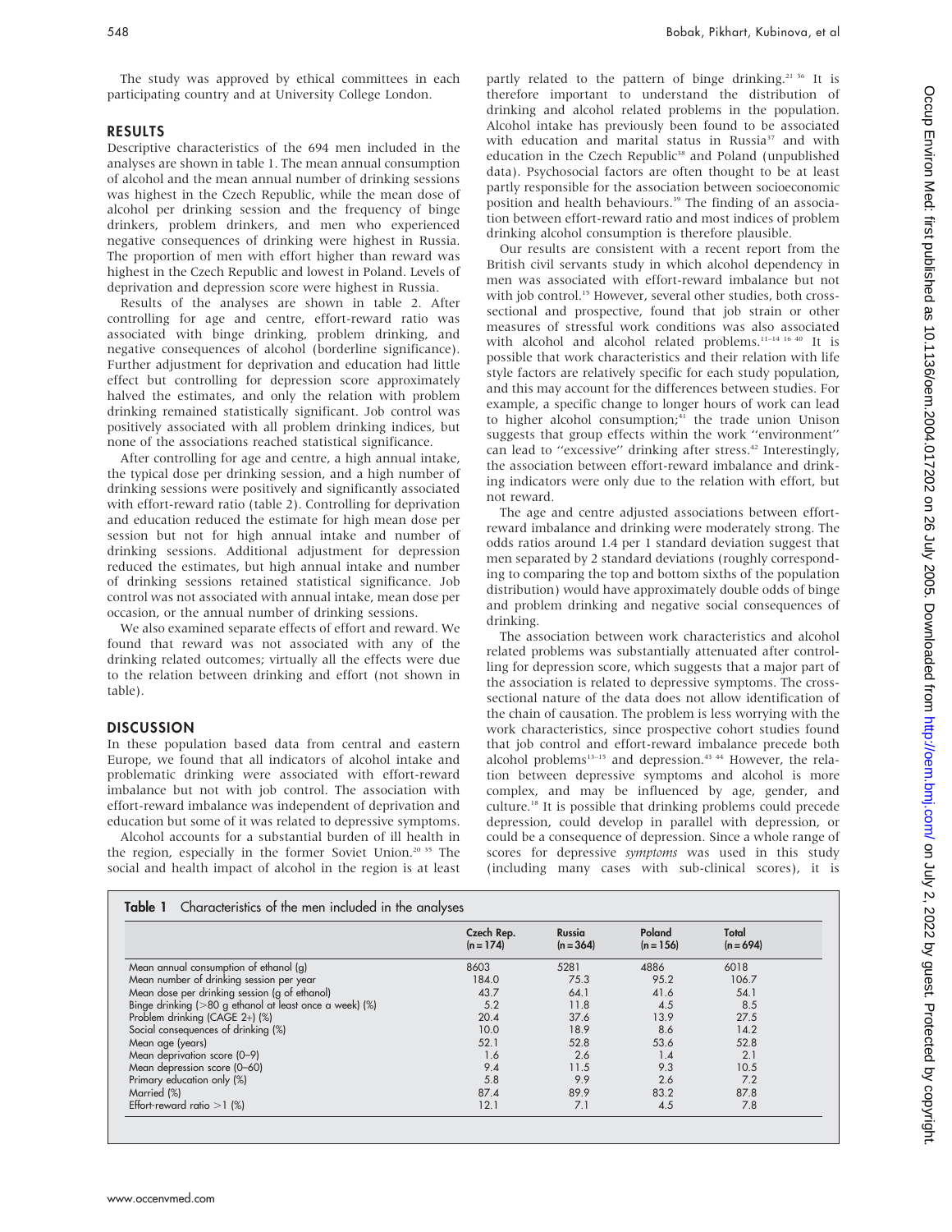The study was approved by ethical committees in each participating country and at University College London.

## RESULTS

Descriptive characteristics of the 694 men included in the analyses are shown in table 1. The mean annual consumption of alcohol and the mean annual number of drinking sessions was highest in the Czech Republic, while the mean dose of alcohol per drinking session and the frequency of binge drinkers, problem drinkers, and men who experienced negative consequences of drinking were highest in Russia. The proportion of men with effort higher than reward was highest in the Czech Republic and lowest in Poland. Levels of deprivation and depression score were highest in Russia.

Results of the analyses are shown in table 2. After controlling for age and centre, effort-reward ratio was associated with binge drinking, problem drinking, and negative consequences of alcohol (borderline significance). Further adjustment for deprivation and education had little effect but controlling for depression score approximately halved the estimates, and only the relation with problem drinking remained statistically significant. Job control was positively associated with all problem drinking indices, but none of the associations reached statistical significance.

After controlling for age and centre, a high annual intake, the typical dose per drinking session, and a high number of drinking sessions were positively and significantly associated with effort-reward ratio (table 2). Controlling for deprivation and education reduced the estimate for high mean dose per session but not for high annual intake and number of drinking sessions. Additional adjustment for depression reduced the estimates, but high annual intake and number of drinking sessions retained statistical significance. Job control was not associated with annual intake, mean dose per occasion, or the annual number of drinking sessions.

We also examined separate effects of effort and reward. We found that reward was not associated with any of the drinking related outcomes; virtually all the effects were due to the relation between drinking and effort (not shown in table).

## DISCUSSION

In these population based data from central and eastern Europe, we found that all indicators of alcohol intake and problematic drinking were associated with effort-reward imbalance but not with job control. The association with effort-reward imbalance was independent of deprivation and education but some of it was related to depressive symptoms.

Alcohol accounts for a substantial burden of ill health in the region, especially in the former Soviet Union.[20 35] The social and health impact of alcohol in the region is at least partly related to the pattern of binge drinking.[21 36] It is therefore important to understand the distribution of drinking and alcohol related problems in the population. Alcohol intake has previously been found to be associated with education and marital status in Russia[37] and with education in the Czech Republic[38] and Poland (unpublished data). Psychosocial factors are often thought to be at least partly responsible for the association between socioeconomic position and health behaviours.[39] The finding of an association between effort-reward ratio and most indices of problem drinking alcohol consumption is therefore plausible.

Our results are consistent with a recent report from the British civil servants study in which alcohol dependency in men was associated with effort-reward imbalance but not with job control.[15] However, several other studies, both cross-sectional and prospective, found that job strain or other measures of stressful work conditions was also associated with alcohol and alcohol related problems.[11–14 16 40] It is possible that work characteristics and their relation with life style factors are relatively specific for each study population, and this may account for the differences between studies. For example, a specific change to longer hours of work can lead to higher alcohol consumption;[41] the trade union Unison suggests that group effects within the work "environment" can lead to "excessive" drinking after stress.[42] Interestingly, the association between effort-reward imbalance and drinking indicators were only due to the relation with effort, but not reward.

The age and centre adjusted associations between effort-reward imbalance and drinking were moderately strong. The odds ratios around 1.4 per 1 standard deviation suggest that men separated by 2 standard deviations (roughly corresponding to comparing the top and bottom sixths of the population distribution) would have approximately double odds of binge and problem drinking and negative social consequences of drinking.

The association between work characteristics and alcohol related problems was substantially attenuated after controlling for depression score, which suggests that a major part of the association is related to depressive symptoms. The cross-sectional nature of the data does not allow identification of the chain of causation. The problem is less worrying with the work characteristics, since prospective cohort studies found that job control and effort-reward imbalance precede both alcohol problems[13–15] and depression.[43 44] However, the relation between depressive symptoms and alcohol is more complex, and may be influenced by age, gender, and culture.[18] It is possible that drinking problems could precede depression, could develop in parallel with depression, or could be a consequence of depression. Since a whole range of scores for depressive *symptoms* was used in this study (including many cases with sub-clinical scores), it is

**Table 1** Characteristics of the men included in the analyses

| | Czech Rep. (n = 174) | Russia (n = 364) | Poland (n = 156) | Total (n = 694) |
|---|---|---|---|---|
| Mean annual consumption of ethanol (g) | 8603 | 5281 | 4886 | 6018 |
| Mean number of drinking session per year | 184.0 | 75.3 | 95.2 | 106.7 |
| Mean dose per drinking session (g of ethanol) | 43.7 | 64.1 | 41.6 | 54.1 |
| Binge drinking (>80 g ethanol at least once a week) (%) | 5.2 | 11.8 | 4.5 | 8.5 |
| Problem drinking (CAGE 2+) (%) | 20.4 | 37.6 | 13.9 | 27.5 |
| Social consequences of drinking (%) | 10.0 | 18.9 | 8.6 | 14.2 |
| Mean age (years) | 52.1 | 52.8 | 53.6 | 52.8 |
| Mean deprivation score (0–9) | 1.6 | 2.6 | 1.4 | 2.1 |
| Mean depression score (0–60) | 9.4 | 11.5 | 9.3 | 10.5 |
| Primary education only (%) | 5.8 | 9.9 | 2.6 | 7.2 |
| Married (%) | 87.4 | 89.9 | 83.2 | 87.8 |
| Effort-reward ratio >1 (%) | 12.1 | 7.1 | 4.5 | 7.8 |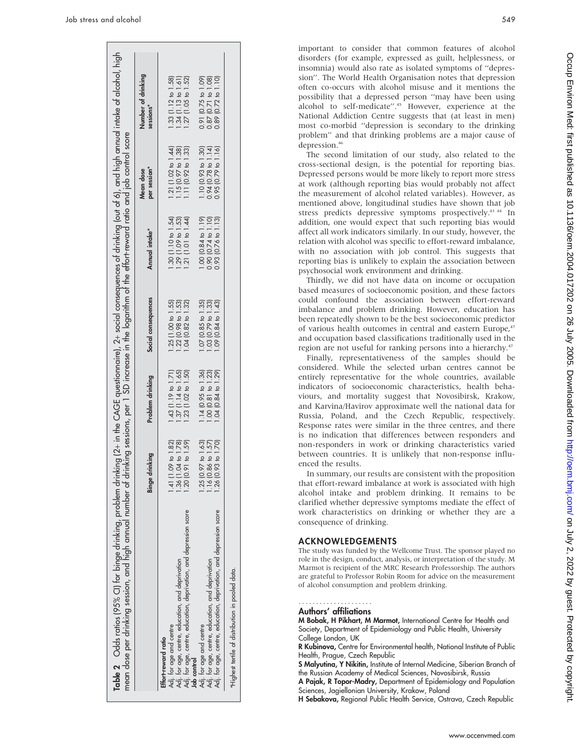**Table 2** Odds ratios (95% CI) for binge drinking, problem drinking (2+ in the CAGE questionnaire), 2+ social consequences of drinking (out of 6), and high annual intake of alcohol, high mean dose per drinking session, and high annual number of drinking sessions, per 1 SD increase in the logarithm of the effort-reward ratio and job control score

| | Binge drinking | Problem drinking | Social consequences | Annual intake* | Mean dose per session* | Number of drinking sessions* |
|---|---|---|---|---|---|---|
| **Effort-reward ratio** | | | | | | |
| Adj. for age and centre | 1.41 (1.09 to 1.82) | 1.43 (1.19 to 1.71) | 1.25 (1.00 to 1.55) | 1.30 (1.10 to 1.54) | 1.21 (1.02 to 1.44) | 1.33 (1.12 to 1.58) |
| Adj. for age, centre, education, and deprivation | 1.36 (1.04 to 1.78) | 1.37 (1.14 to 1.65) | 1.22 (0.98 to 1.53) | 1.29 (1.09 to 1.53) | 1.15 (0.97 to 1.38) | 1.34 (1.13 to 1.61) |
| Adj. for age, centre, education, deprivation, and depression score | 1.20 (0.91 to 1.59) | 1.23 (1.02 to 1.50) | 1.04 (0.82 to 1.32) | 1.21 (1.01 to 1.44) | 1.11 (0.92 to 1.33) | 1.27 (1.05 to 1.52) |
| **Job control** | | | | | | |
| Adj. for age and centre | 1.25 (0.97 to 1.63) | 1.14 (0.95 to 1.36) | 1.07 (0.85 to 1.35) | 1.00 (0.84 to 1.19) | 1.10 (0.93 to 1.30) | 0.91 (0.75 to 1.09) |
| Adj. for age, centre, education, and deprivation | 1.16 (0.86 to 1.57) | 1.00 (0.81 to 1.23) | 1.03 (0.79 to 1.33) | 0.90 (0.74 to 1.10) | 0.94 (0.78 to 1.14) | 0.87 (0.71 to 1.08) |
| Adj. for age, centre, education, deprivation, and depression score | 1.26 (0.93 to 1.70) | 1.04 (0.84 to 1.29) | 1.09 (0.84 to 1.43) | 0.93 (0.76 to 1.13) | 0.95 (0.79 to 1.16) | 0.89 (0.72 to 1.10) |

*Highest tertile of distribution in pooled data.

important to consider that common features of alcohol disorders (for example, expressed as guilt, helplessness, or insomnia) would also rate as isolated symptoms of "depression". The World Health Organisation notes that depression often co-occurs with alcohol misuse and it mentions the possibility that a depressed person "may have been using alcohol to self-medicate".[45] However, experience at the National Addiction Centre suggests that (at least in men) most co-morbid "depression is secondary to the drinking problem" and that drinking problems are a major cause of depression.[46]

The second limitation of our study, also related to the cross-sectional design, is the potential for reporting bias. Depressed persons would be more likely to report more stress at work (although reporting bias would probably not affect the measurement of alcohol related variables). However, as mentioned above, longitudinal studies have shown that job stress predicts depressive symptoms prospectively.[43 44] In addition, one would expect that such reporting bias would affect all work indicators similarly. In our study, however, the relation with alcohol was specific to effort-reward imbalance, with no association with job control. This suggests that reporting bias is unlikely to explain the association between psychosocial work environment and drinking.

Thirdly, we did not have data on income or occupation based measures of socioeconomic position, and these factors could confound the association between effort-reward imbalance and problem drinking. However, education has been repeatedly shown to be the best socioeconomic predictor of various health outcomes in central and eastern Europe,[47] and occupation based classifications traditionally used in the region are not useful for ranking persons into a hierarchy.[47]

Finally, representativeness of the samples should be considered. While the selected urban centres cannot be entirely representative for the whole countries, available indicators of socioeconomic characteristics, health behaviours, and mortality suggest that Novosibirsk, Krakow, and Karvina/Havirov approximate well the national data for Russia, Poland, and the Czech Republic, respectively. Response rates were similar in the three centres, and there is no indication that differences between responders and non-responders in work or drinking characteristics varied between countries. It is unlikely that non-response influenced the results.

In summary, our results are consistent with the proposition that effort-reward imbalance at work is associated with high alcohol intake and problem drinking. It remains to be clarified whether depressive symptoms mediate the effect of work characteristics on drinking or whether they are a consequence of drinking.

## ACKNOWLEDGEMENTS

The study was funded by the Wellcome Trust. The sponsor played no role in the design, conduct, analysis, or interpretation of the study. M Marmot is recipient of the MRC Research Professorship. The authors are grateful to Professor Robin Room for advice on the measurement of alcohol consumption and problem drinking.

### Authors' affiliations

**M Bobak, H Pikhart, M Marmot,** International Centre for Health and Society, Department of Epidemiology and Public Health, University College London, UK

**R Kubinova,** Centre for Environmental health, National Institute of Public Health, Prague, Czech Republic

**S Malyutina, Y Nikitin,** Institute of Internal Medicine, Siberian Branch of the Russian Academy of Medical Sciences, Novosibirsk, Russia

**A Pajak, R Topor-Madry,** Department of Epidemiology and Population Sciences, Jagiellonian University, Krakow, Poland

**H Sebakova,** Regional Public Health Service, Ostrava, Czech Republic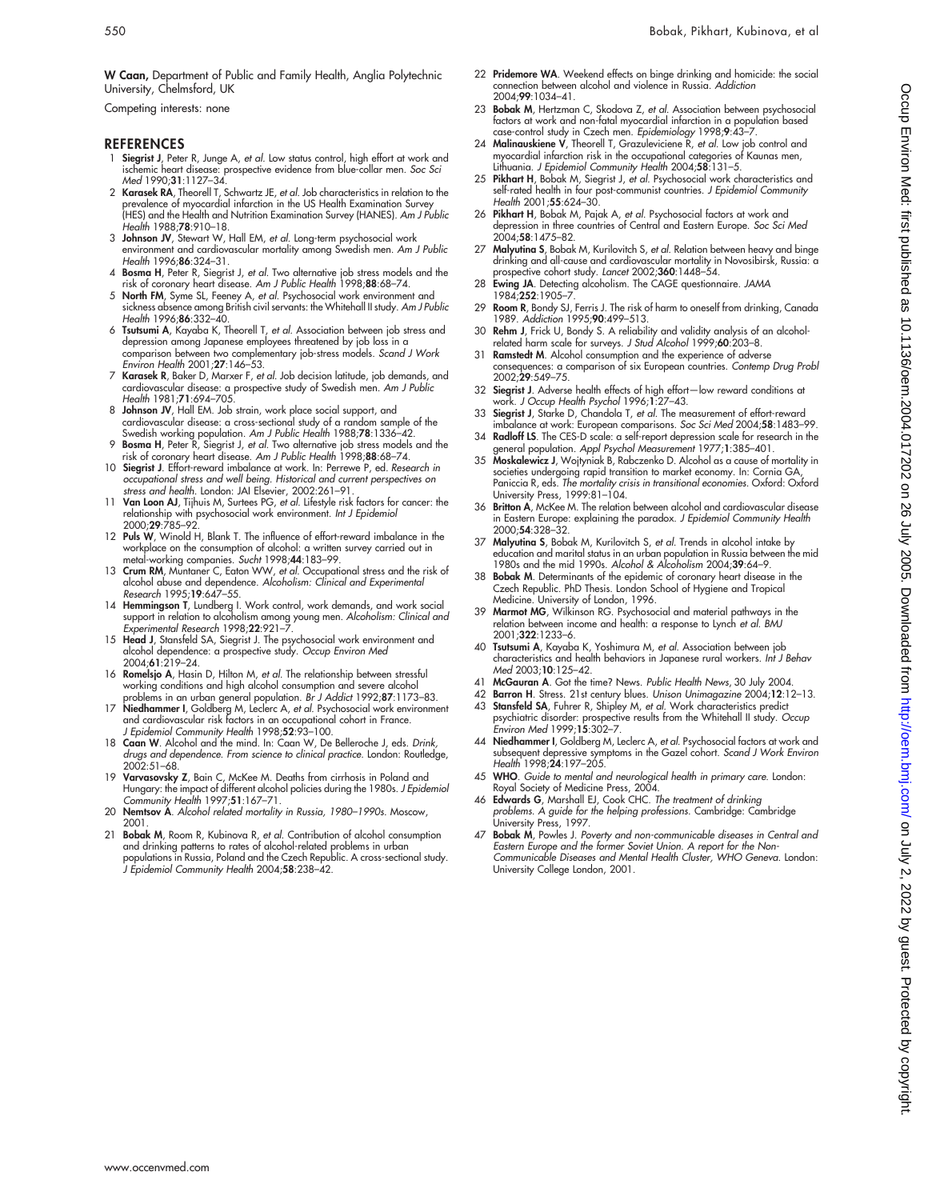**W Caan,** Department of Public and Family Health, Anglia Polytechnic University, Chelmsford, UK

Competing interests: none

## REFERENCES

1. **Siegrist J**, Peter R, Junge A, *et al*. Low status control, high effort at work and ischemic heart disease: prospective evidence from blue-collar men. *Soc Sci Med* 1990;**31**:1127–34.
2. **Karasek RA**, Theorell T, Schwartz JE, *et al*. Job characteristics in relation to the prevalence of myocardial infarction in the US Health Examination Survey (HES) and the Health and Nutrition Examination Survey (HANES). *Am J Public Health* 1988;**78**:910–18.
3. **Johnson JV**, Stewart W, Hall EM, *et al*. Long-term psychosocial work environment and cardiovascular mortality among Swedish men. *Am J Public Health* 1996;**86**:324–31.
4. **Bosma H**, Peter R, Siegrist J, *et al*. Two alternative job stress models and the risk of coronary heart disease. *Am J Public Health* 1998;**88**:68–74.
5. **North FM**, Syme SL, Feeney A, *et al*. Psychosocial work environment and sickness absence among British civil servants: the Whitehall II study. *Am J Public Health* 1996;**86**:332–40.
6. **Tsutsumi A**, Kayaba K, Theorell T, *et al*. Association between job stress and depression among Japanese employees threatened by job loss in a comparison between two complementary job-stress models. *Scand J Work Environ Health* 2001;**27**:146–53.
7. **Karasek R**, Baker D, Marxer F, *et al*. Job decision latitude, job demands, and cardiovascular disease: a prospective study of Swedish men. *Am J Public Health* 1981;**71**:694–705.
8. **Johnson JV**, Hall EM. Job strain, work place social support, and cardiovascular disease: a cross-sectional study of a random sample of the Swedish working population. *Am J Public Health* 1988;**78**:1336–42.
9. **Bosma H**, Peter R, Siegrist J, *et al*. Two alternative job stress models and the risk of coronary heart disease. *Am J Public Health* 1998;**88**:68–74.
10. **Siegrist J**. Effort-reward imbalance at work. In: Perrewe P, ed. *Research in occupational stress and well being. Historical and current perspectives on stress and health*. London: JAI Elsevier, 2002:261–91.
11. **Van Loon AJ**, Tijhuis M, Surtees PG, *et al*. Lifestyle risk factors for cancer: the relationship with psychosocial work environment. *Int J Epidemiol* 2000;**29**:785–92.
12. **Puls W**, Winold H, Blank T. The influence of effort-reward imbalance in the workplace on the consumption of alcohol: a written survey carried out in metal-working companies. *Sucht* 1998;**44**:183–99.
13. **Crum RM**, Muntaner C, Eaton WW, *et al*. Occupational stress and the risk of alcohol abuse and dependence. *Alcoholism: Clinical and Experimental Research* 1995;**19**:647–55.
14. **Hemmingson T**, Lundberg I. Work control, work demands, and work social support in relation to alcoholism among young men. *Alcoholism: Clinical and Experimental Research* 1998;**22**:921–7.
15. **Head J**, Stansfeld SA, Siegrist J. The psychosocial work environment and alcohol dependence: a prospective study. *Occup Environ Med* 2004;**61**:219–24.
16. **Romelsjo A**, Hasin D, Hilton M, *et al*. The relationship between stressful working conditions and high alcohol consumption and severe alcohol problems in an urban general population. *Br J Addict* 1992;**87**:1173–83.
17. **Niedhammer I**, Goldberg M, Leclerc A, *et al*. Psychosocial work environment and cardiovascular risk factors in an occupational cohort in France. *J Epidemiol Community Health* 1998;**52**:93–100.
18. **Caan W**. Alcohol and the mind. In: Caan W, De Belleroche J, eds. *Drink, drugs and dependence. From science to clinical practice*. London: Routledge, 2002:51–68.
19. **Varvasovsky Z**, Bain C, McKee M. Deaths from cirrhosis in Poland and Hungary: the impact of different alcohol policies during the 1980s. *J Epidemiol Community Health* 1997;**51**:167–71.
20. **Nemtsov A**. *Alcohol related mortality in Russia, 1980–1990s*. Moscow, 2001.
21. **Bobak M**, Room R, Kubinova R, *et al*. Contribution of alcohol consumption and drinking patterns to rates of alcohol-related problems in urban populations in Russia, Poland and the Czech Republic. A cross-sectional study. *J Epidemiol Community Health* 2004;**58**:238–42.
22. **Pridemore WA**. Weekend effects on binge drinking and homicide: the social connection between alcohol and violence in Russia. *Addiction* 2004;**99**:1034–41.
23. **Bobak M**, Hertzman C, Skodova Z, *et al*. Association between psychosocial factors at work and non-fatal myocardial infarction in a population based case-control study in Czech men. *Epidemiology* 1998;**9**:43–7.
24. **Malinauskiene V**, Theorell T, Grazuleviciene R, *et al*. Low job control and myocardial infarction risk in the occupational categories of Kaunas men, Lithuania. *J Epidemiol Community Health* 2004;**58**:131–5.
25. **Pikhart H**, Bobak M, Siegrist J, *et al*. Psychosocial work characteristics and self-rated health in four post-communist countries. *J Epidemiol Community Health* 2001;**55**:624–30.
26. **Pikhart H**, Bobak M, Pajak A, *et al*. Psychosocial factors at work and depression in three countries of Central and Eastern Europe. *Soc Sci Med* 2004;**58**:1475–82.
27. **Malyutina S**, Bobak M, Kurilovitch S, *et al*. Relation between heavy and binge drinking and all-cause and cardiovascular mortality in Novosibirsk, Russia: a prospective cohort study. *Lancet* 2002;**360**:1448–54.
28. **Ewing JA**. Detecting alcoholism. The CAGE questionnaire. *JAMA* 1984;**252**:1905–7.
29. **Room R**, Bondy SJ, Ferris J. The risk of harm to oneself from drinking, Canada 1989. *Addiction* 1995;**90**:499–513.
30. **Rehm J**, Frick U, Bondy S. A reliability and validity analysis of an alcohol-related harm scale for surveys. *J Stud Alcohol* 1999;**60**:203–8.
31. **Ramstedt M**. Alcohol consumption and the experience of adverse consequences: a comparison of six European countries. *Contemp Drug Probl* 2002;**29**:549–75.
32. **Siegrist J**. Adverse health effects of high effort—low reward conditions at work. *J Occup Health Psychol* 1996;**1**:27–43.
33. **Siegrist J**, Starke D, Chandola T, *et al*. The measurement of effort-reward imbalance at work: European comparisons. *Soc Sci Med* 2004;**58**:1483–99.
34. **Radloff LS**. The CES-D scale: a self-report depression scale for research in the general population. *Appl Psychol Measurement* 1977;**1**:385–401.
35. **Moskalewicz J**, Wojtyniak B, Rabczenko D. Alcohol as a cause of mortality in societies undergoing rapid transition to market economy. In: Cornia GA, Paniccia R, eds. *The mortality crisis in transitional economies*. Oxford: Oxford University Press, 1999:81–104.
36. **Britton A**, McKee M. The relation between alcohol and cardiovascular disease in Eastern Europe: explaining the paradox. *J Epidemiol Community Health* 2000;**54**:328–32.
37. **Malyutina S**, Bobak M, Kurilovitch S, *et al*. Trends in alcohol intake by education and marital status in an urban population in Russia between the mid 1980s and the mid 1990s. *Alcohol & Alcoholism* 2004;**39**:64–9.
38. **Bobak M**. Determinants of the epidemic of coronary heart disease in the Czech Republic. PhD Thesis. London School of Hygiene and Tropical Medicine. University of London, 1996.
39. **Marmot MG**, Wilkinson RG. Psychosocial and material pathways in the relation between income and health: a response to Lynch *et al*. *BMJ* 2001;**322**:1233–6.
40. **Tsutsumi A**, Kayaba K, Yoshimura M, *et al*. Association between job characteristics and health behaviors in Japanese rural workers. *Int J Behav Med* 2003;**10**:125–42.
41. **McGauran A**. Got the time? News. *Public Health News*, 30 July 2004.
42. **Barron H**. Stress. 21st century blues. *Unison Unimagazine* 2004;**12**:12–13.
43. **Stansfeld SA**, Fuhrer R, Shipley M, *et al*. Work characteristics predict psychiatric disorder: prospective results from the Whitehall II study. *Occup Environ Med* 1999;**15**:302–7.
44. **Niedhammer I**, Goldberg M, Leclerc A, *et al*. Psychosocial factors at work and subsequent depressive symptoms in the Gazel cohort. *Scand J Work Environ Health* 1998;**24**:197–205.
45. **WHO**. *Guide to mental and neurological health in primary care*. London: Royal Society of Medicine Press, 2004.
46. **Edwards G**, Marshall EJ, Cook CHC. *The treatment of drinking problems. A guide for the helping professions*. Cambridge: Cambridge University Press, 1997.
47. **Bobak M**, Powles J. *Poverty and non-communicable diseases in Central and Eastern Europe and the former Soviet Union. A report for the Non-Communicable Diseases and Mental Health Cluster, WHO Geneva*. London: University College London, 2001.